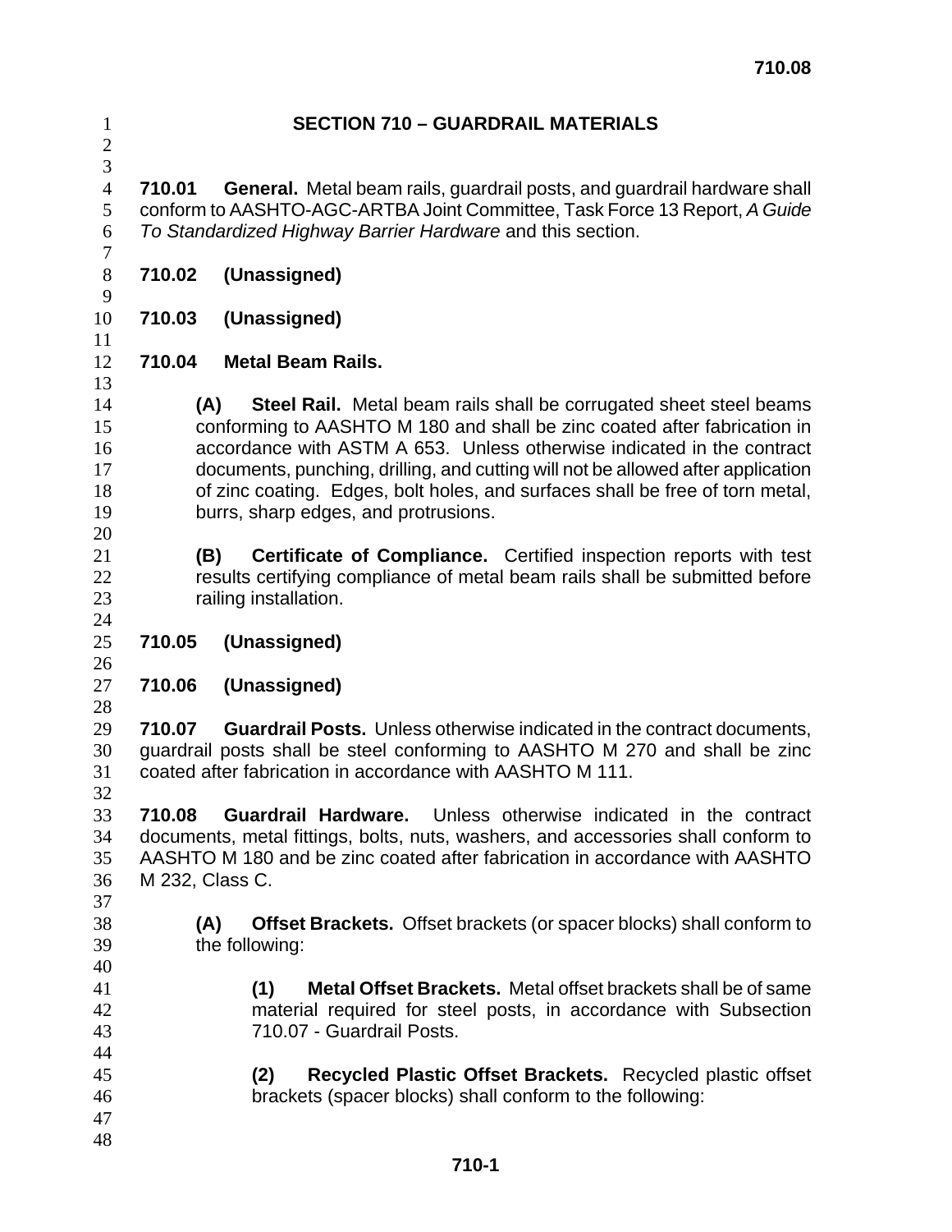# SECTION 710 – GUARDRAIL MATERIALS

**710.01 General.** Metal beam rails, guardrail posts, and guardrail hardware shall conform to AASHTO-AGC-ARTBA Joint Committee, Task Force 13 Report, *A Guide To Standardized Highway Barrier Hardware* and this section.

**710.02 (Unassigned)**

**710.03 (Unassigned)**

**710.04 Metal Beam Rails.**

**(A) Steel Rail.** Metal beam rails shall be corrugated sheet steel beams conforming to AASHTO M 180 and shall be zinc coated after fabrication in accordance with ASTM A 653. Unless otherwise indicated in the contract documents, punching, drilling, and cutting will not be allowed after application of zinc coating. Edges, bolt holes, and surfaces shall be free of torn metal, burrs, sharp edges, and protrusions.

**(B) Certificate of Compliance.** Certified inspection reports with test results certifying compliance of metal beam rails shall be submitted before railing installation.

**710.05 (Unassigned)**

**710.06 (Unassigned)**

**710.07 Guardrail Posts.** Unless otherwise indicated in the contract documents, guardrail posts shall be steel conforming to AASHTO M 270 and shall be zinc coated after fabrication in accordance with AASHTO M 111.

**710.08 Guardrail Hardware.** Unless otherwise indicated in the contract documents, metal fittings, bolts, nuts, washers, and accessories shall conform to AASHTO M 180 and be zinc coated after fabrication in accordance with AASHTO M 232, Class C.

**(A) Offset Brackets.** Offset brackets (or spacer blocks) shall conform to the following:

**(1) Metal Offset Brackets.** Metal offset brackets shall be of same material required for steel posts, in accordance with Subsection 710.07 - Guardrail Posts.

**(2) Recycled Plastic Offset Brackets.** Recycled plastic offset brackets (spacer blocks) shall conform to the following: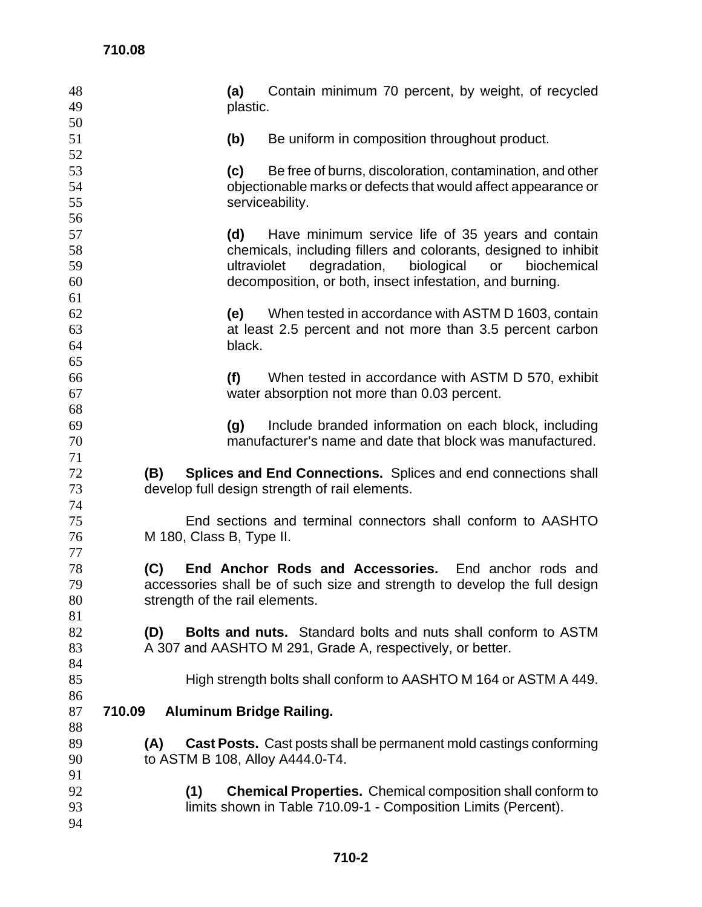**(a)** Contain minimum 70 percent, by weight, of recycled plastic.

**(b)** Be uniform in composition throughout product.

**(c)** Be free of burns, discoloration, contamination, and other objectionable marks or defects that would affect appearance or serviceability.

**(d)** Have minimum service life of 35 years and contain chemicals, including fillers and colorants, designed to inhibit ultraviolet degradation, biological or biochemical decomposition, or both, insect infestation, and burning.

**(e)** When tested in accordance with ASTM D 1603, contain at least 2.5 percent and not more than 3.5 percent carbon black.

**(f)** When tested in accordance with ASTM D 570, exhibit water absorption not more than 0.03 percent.

**(g)** Include branded information on each block, including manufacturer's name and date that block was manufactured.

**(B) Splices and End Connections.** Splices and end connections shall develop full design strength of rail elements.

End sections and terminal connectors shall conform to AASHTO M 180, Class B, Type II.

**(C) End Anchor Rods and Accessories.** End anchor rods and accessories shall be of such size and strength to develop the full design strength of the rail elements.

**(D) Bolts and nuts.** Standard bolts and nuts shall conform to ASTM A 307 and AASHTO M 291, Grade A, respectively, or better.

High strength bolts shall conform to AASHTO M 164 or ASTM A 449.

## 710.09 Aluminum Bridge Railing.

**(A) Cast Posts.** Cast posts shall be permanent mold castings conforming to ASTM B 108, Alloy A444.0-T4.

**(1) Chemical Properties.** Chemical composition shall conform to limits shown in Table 710.09-1 - Composition Limits (Percent).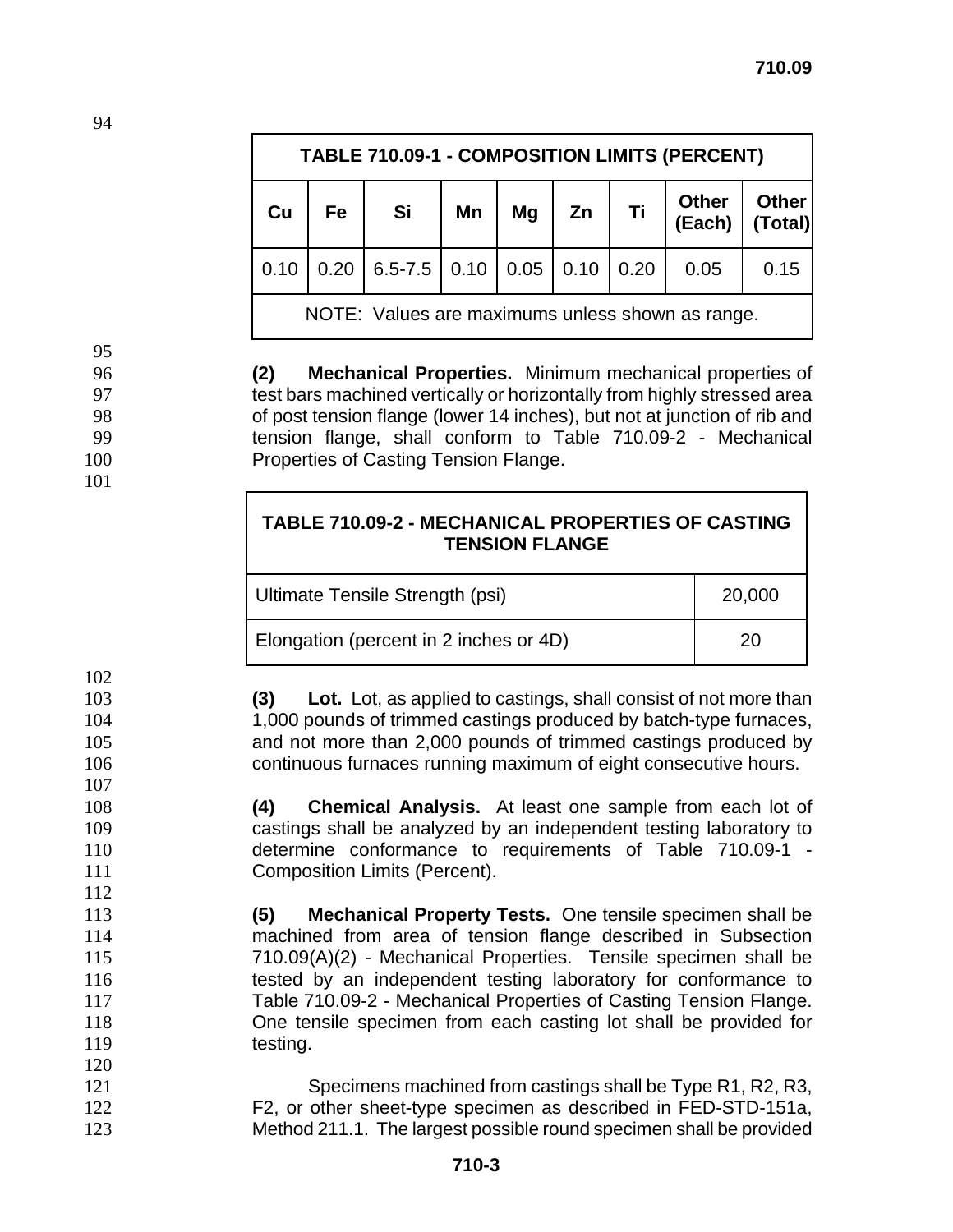| TABLE 710.09-1 - COMPOSITION LIMITS (PERCENT) | | | | | | | | |
|---|---|---|---|---|---|---|---|---|
| **Cu** | **Fe** | **Si** | **Mn** | **Mg** | **Zn** | **Ti** | **Other (Each)** | **Other (Total)** |
| 0.10 | 0.20 | 6.5-7.5 | 0.10 | 0.05 | 0.10 | 0.20 | 0.05 | 0.15 |
| NOTE: Values are maximums unless shown as range. | | | | | | | | |

**(2) Mechanical Properties.** Minimum mechanical properties of test bars machined vertically or horizontally from highly stressed area of post tension flange (lower 14 inches), but not at junction of rib and tension flange, shall conform to Table 710.09-2 - Mechanical Properties of Casting Tension Flange.

| TABLE 710.09-2 - MECHANICAL PROPERTIES OF CASTING TENSION FLANGE | |
|---|---|
| Ultimate Tensile Strength (psi) | 20,000 |
| Elongation (percent in 2 inches or 4D) | 20 |

**(3) Lot.** Lot, as applied to castings, shall consist of not more than 1,000 pounds of trimmed castings produced by batch-type furnaces, and not more than 2,000 pounds of trimmed castings produced by continuous furnaces running maximum of eight consecutive hours.

**(4) Chemical Analysis.** At least one sample from each lot of castings shall be analyzed by an independent testing laboratory to determine conformance to requirements of Table 710.09-1 - Composition Limits (Percent).

**(5) Mechanical Property Tests.** One tensile specimen shall be machined from area of tension flange described in Subsection 710.09(A)(2) - Mechanical Properties. Tensile specimen shall be tested by an independent testing laboratory for conformance to Table 710.09-2 - Mechanical Properties of Casting Tension Flange. One tensile specimen from each casting lot shall be provided for testing.

Specimens machined from castings shall be Type R1, R2, R3, F2, or other sheet-type specimen as described in FED-STD-151a, Method 211.1. The largest possible round specimen shall be provided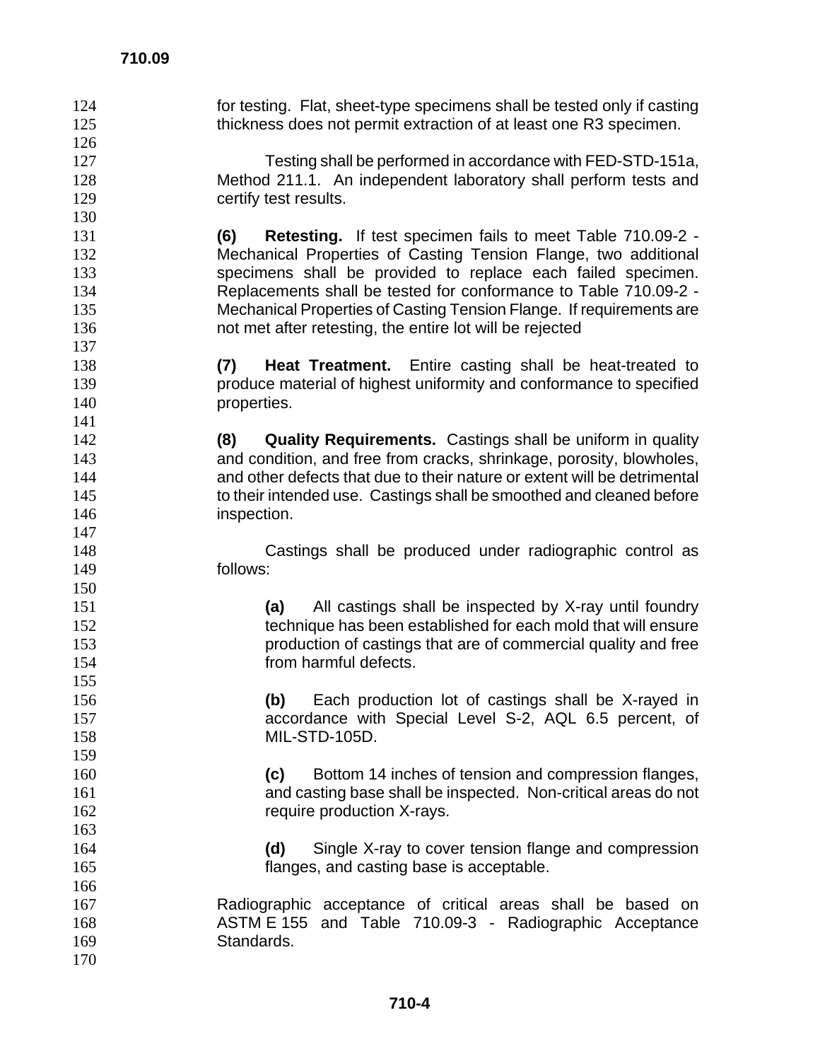for testing. Flat, sheet-type specimens shall be tested only if casting thickness does not permit extraction of at least one R3 specimen.

Testing shall be performed in accordance with FED-STD-151a, Method 211.1. An independent laboratory shall perform tests and certify test results.

**(6) Retesting.** If test specimen fails to meet Table 710.09-2 - Mechanical Properties of Casting Tension Flange, two additional specimens shall be provided to replace each failed specimen. Replacements shall be tested for conformance to Table 710.09-2 - Mechanical Properties of Casting Tension Flange. If requirements are not met after retesting, the entire lot will be rejected

**(7) Heat Treatment.** Entire casting shall be heat-treated to produce material of highest uniformity and conformance to specified properties.

**(8) Quality Requirements.** Castings shall be uniform in quality and condition, and free from cracks, shrinkage, porosity, blowholes, and other defects that due to their nature or extent will be detrimental to their intended use. Castings shall be smoothed and cleaned before inspection.

Castings shall be produced under radiographic control as follows:

**(a)** All castings shall be inspected by X-ray until foundry technique has been established for each mold that will ensure production of castings that are of commercial quality and free from harmful defects.

**(b)** Each production lot of castings shall be X-rayed in accordance with Special Level S-2, AQL 6.5 percent, of MIL-STD-105D.

**(c)** Bottom 14 inches of tension and compression flanges, and casting base shall be inspected. Non-critical areas do not require production X-rays.

**(d)** Single X-ray to cover tension flange and compression flanges, and casting base is acceptable.

Radiographic acceptance of critical areas shall be based on ASTM E 155 and Table 710.09-3 - Radiographic Acceptance Standards.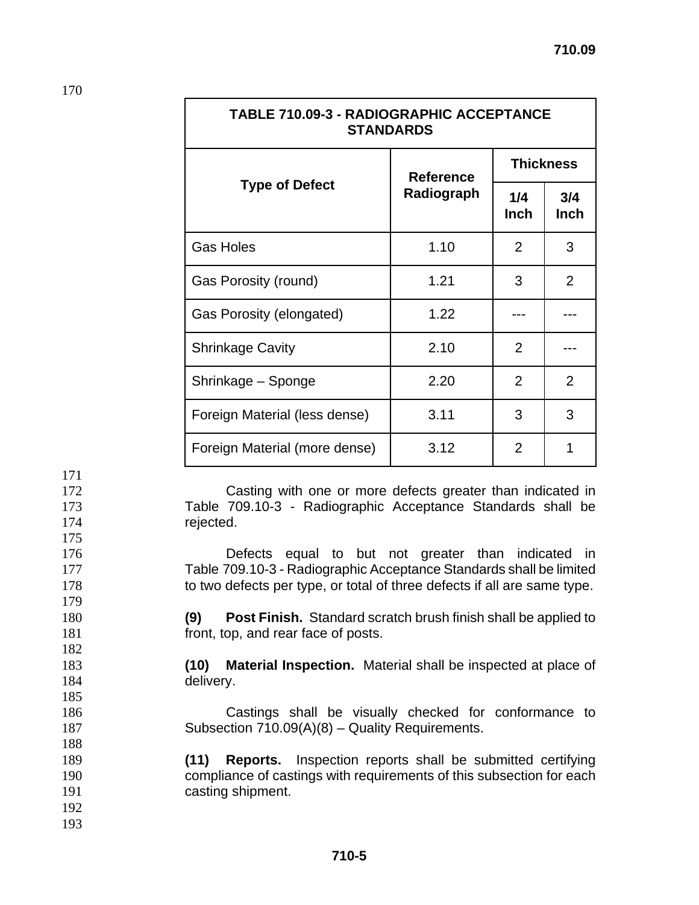| TABLE 710.09-3 - RADIOGRAPHIC ACCEPTANCE STANDARDS | | | |
|---|---|---|---|
| **Type of Defect** | **Reference Radiograph** | **Thickness** | |
| | | **1/4 Inch** | **3/4 Inch** |
| Gas Holes | 1.10 | 2 | 3 |
| Gas Porosity (round) | 1.21 | 3 | 2 |
| Gas Porosity (elongated) | 1.22 | --- | --- |
| Shrinkage Cavity | 2.10 | 2 | --- |
| Shrinkage – Sponge | 2.20 | 2 | 2 |
| Foreign Material (less dense) | 3.11 | 3 | 3 |
| Foreign Material (more dense) | 3.12 | 2 | 1 |

Casting with one or more defects greater than indicated in Table 709.10-3 - Radiographic Acceptance Standards shall be rejected.

Defects equal to but not greater than indicated in Table 709.10-3 - Radiographic Acceptance Standards shall be limited to two defects per type, or total of three defects if all are same type.

**(9) Post Finish.** Standard scratch brush finish shall be applied to front, top, and rear face of posts.

**(10) Material Inspection.** Material shall be inspected at place of delivery.

Castings shall be visually checked for conformance to Subsection 710.09(A)(8) – Quality Requirements.

**(11) Reports.** Inspection reports shall be submitted certifying compliance of castings with requirements of this subsection for each casting shipment.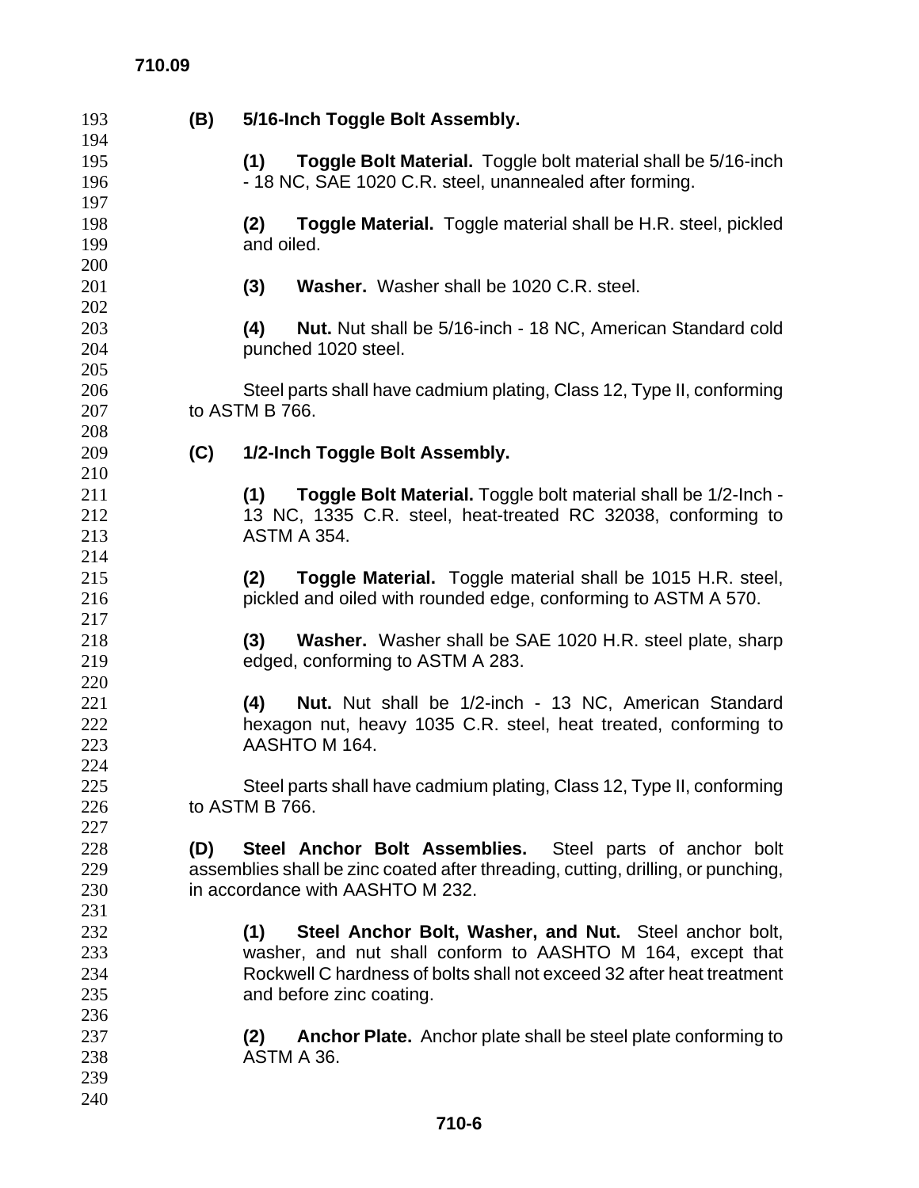**(B) 5/16-Inch Toggle Bolt Assembly.**

**(1) Toggle Bolt Material.** Toggle bolt material shall be 5/16-inch - 18 NC, SAE 1020 C.R. steel, unannealed after forming.

**(2) Toggle Material.** Toggle material shall be H.R. steel, pickled and oiled.

**(3) Washer.** Washer shall be 1020 C.R. steel.

**(4) Nut.** Nut shall be 5/16-inch - 18 NC, American Standard cold punched 1020 steel.

Steel parts shall have cadmium plating, Class 12, Type II, conforming to ASTM B 766.

**(C) 1/2-Inch Toggle Bolt Assembly.**

**(1) Toggle Bolt Material.** Toggle bolt material shall be 1/2-Inch - 13 NC, 1335 C.R. steel, heat-treated RC 32038, conforming to ASTM A 354.

**(2) Toggle Material.** Toggle material shall be 1015 H.R. steel, pickled and oiled with rounded edge, conforming to ASTM A 570.

**(3) Washer.** Washer shall be SAE 1020 H.R. steel plate, sharp edged, conforming to ASTM A 283.

**(4) Nut.** Nut shall be 1/2-inch - 13 NC, American Standard hexagon nut, heavy 1035 C.R. steel, heat treated, conforming to AASHTO M 164.

Steel parts shall have cadmium plating, Class 12, Type II, conforming to ASTM B 766.

**(D) Steel Anchor Bolt Assemblies.** Steel parts of anchor bolt assemblies shall be zinc coated after threading, cutting, drilling, or punching, in accordance with AASHTO M 232.

**(1) Steel Anchor Bolt, Washer, and Nut.** Steel anchor bolt, washer, and nut shall conform to AASHTO M 164, except that Rockwell C hardness of bolts shall not exceed 32 after heat treatment and before zinc coating.

**(2) Anchor Plate.** Anchor plate shall be steel plate conforming to ASTM A 36.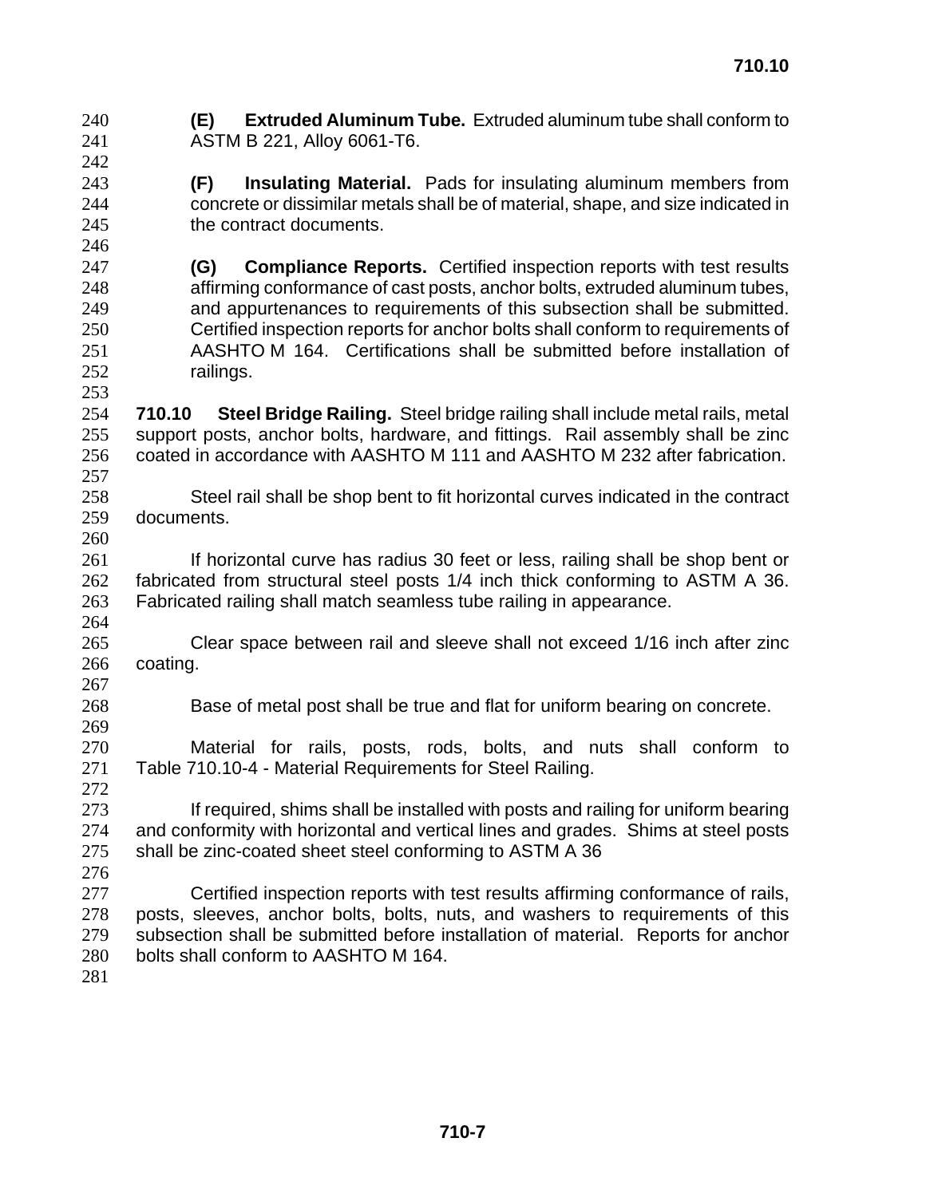**(E) Extruded Aluminum Tube.** Extruded aluminum tube shall conform to ASTM B 221, Alloy 6061-T6.

**(F) Insulating Material.** Pads for insulating aluminum members from concrete or dissimilar metals shall be of material, shape, and size indicated in the contract documents.

**(G) Compliance Reports.** Certified inspection reports with test results affirming conformance of cast posts, anchor bolts, extruded aluminum tubes, and appurtenances to requirements of this subsection shall be submitted. Certified inspection reports for anchor bolts shall conform to requirements of AASHTO M 164. Certifications shall be submitted before installation of railings.

**710.10 Steel Bridge Railing.** Steel bridge railing shall include metal rails, metal support posts, anchor bolts, hardware, and fittings. Rail assembly shall be zinc coated in accordance with AASHTO M 111 and AASHTO M 232 after fabrication.

Steel rail shall be shop bent to fit horizontal curves indicated in the contract documents.

If horizontal curve has radius 30 feet or less, railing shall be shop bent or fabricated from structural steel posts 1/4 inch thick conforming to ASTM A 36. Fabricated railing shall match seamless tube railing in appearance.

Clear space between rail and sleeve shall not exceed 1/16 inch after zinc coating.

Base of metal post shall be true and flat for uniform bearing on concrete.

Material for rails, posts, rods, bolts, and nuts shall conform to Table 710.10-4 - Material Requirements for Steel Railing.

If required, shims shall be installed with posts and railing for uniform bearing and conformity with horizontal and vertical lines and grades. Shims at steel posts shall be zinc-coated sheet steel conforming to ASTM A 36

Certified inspection reports with test results affirming conformance of rails, posts, sleeves, anchor bolts, bolts, nuts, and washers to requirements of this subsection shall be submitted before installation of material. Reports for anchor bolts shall conform to AASHTO M 164.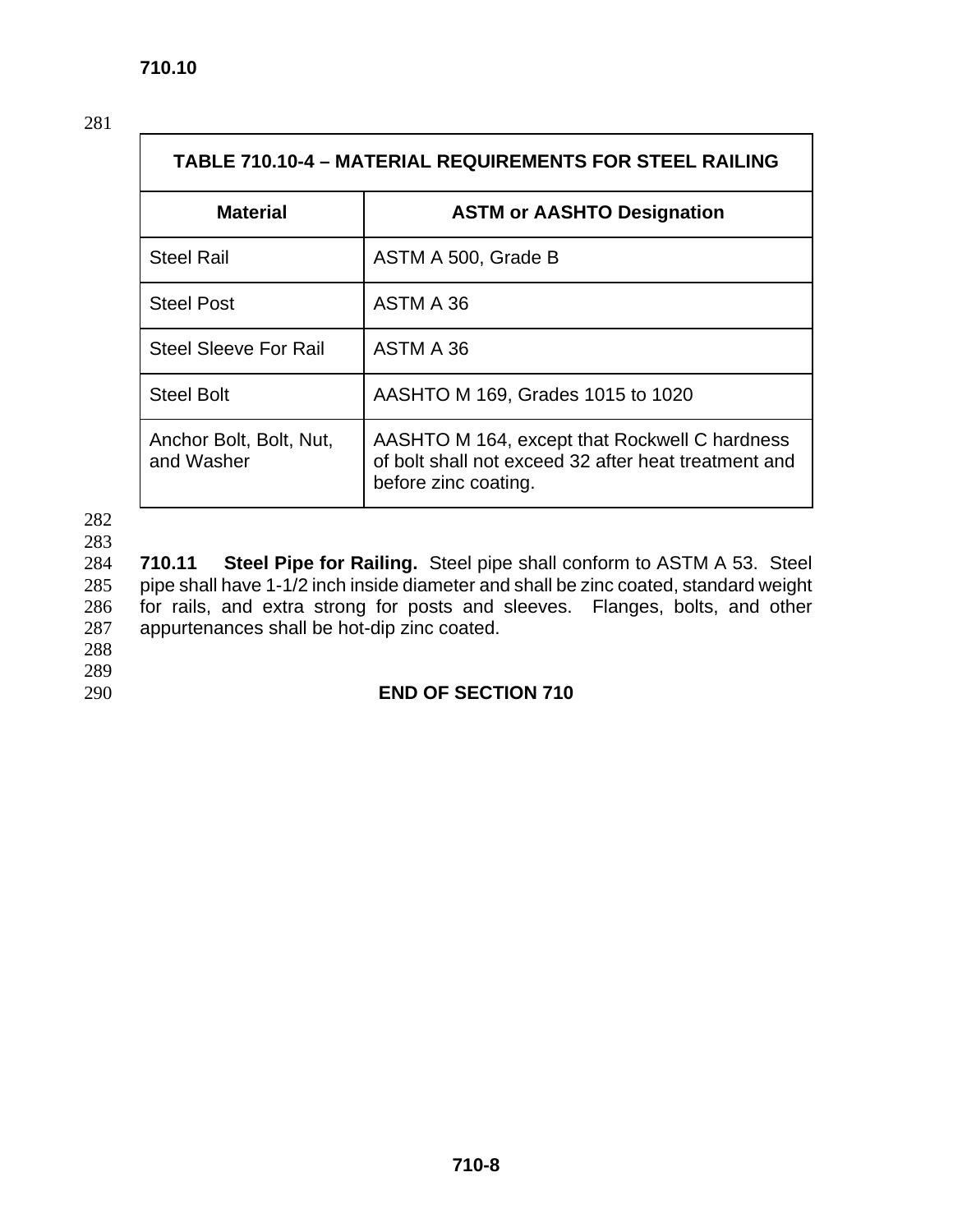| TABLE 710.10-4 – MATERIAL REQUIREMENTS FOR STEEL RAILING | |
|---|---|
| **Material** | **ASTM or AASHTO Designation** |
| Steel Rail | ASTM A 500, Grade B |
| Steel Post | ASTM A 36 |
| Steel Sleeve For Rail | ASTM A 36 |
| Steel Bolt | AASHTO M 169, Grades 1015 to 1020 |
| Anchor Bolt, Bolt, Nut, and Washer | AASHTO M 164, except that Rockwell C hardness of bolt shall not exceed 32 after heat treatment and before zinc coating. |

**710.11 Steel Pipe for Railing.** Steel pipe shall conform to ASTM A 53. Steel pipe shall have 1-1/2 inch inside diameter and shall be zinc coated, standard weight for rails, and extra strong for posts and sleeves. Flanges, bolts, and other appurtenances shall be hot-dip zinc coated.

**END OF SECTION 710**